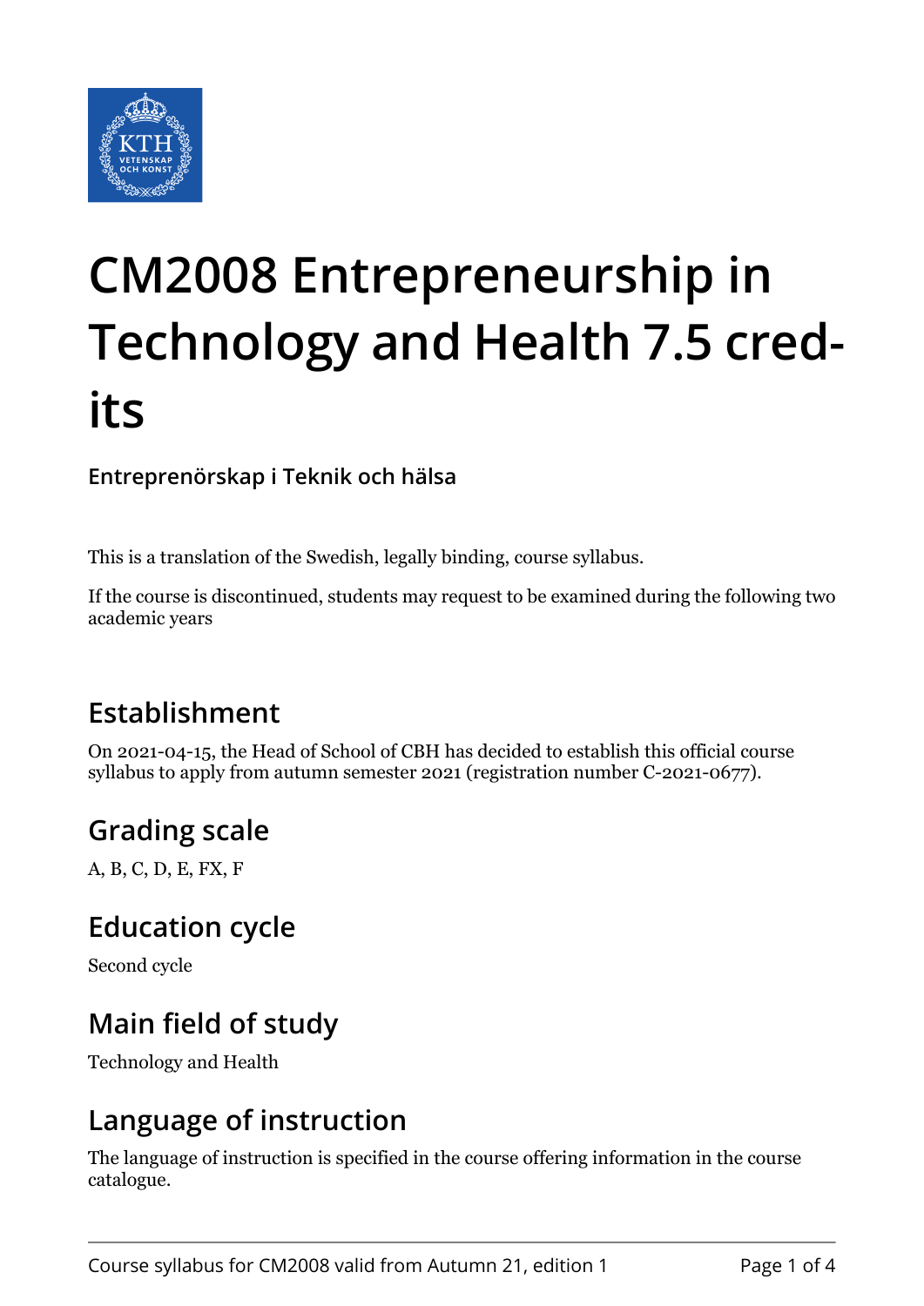# CM2008 Entrepreneurship in Technology and Health 7.5 credits

**Entreprenörskap i Teknik och hälsa**

This is a translation of the Swedish, legally binding, course syllabus.

If the course is discontinued, students may request to be examined during the following two academic years

## Establishment

On 2021-04-15, the Head of School of CBH has decided to establish this official course syllabus to apply from autumn semester 2021 (registration number C-2021-0677).

## Grading scale

A, B, C, D, E, FX, F

## Education cycle

Second cycle

## Main field of study

Technology and Health

## Language of instruction

The language of instruction is specified in the course offering information in the course catalogue.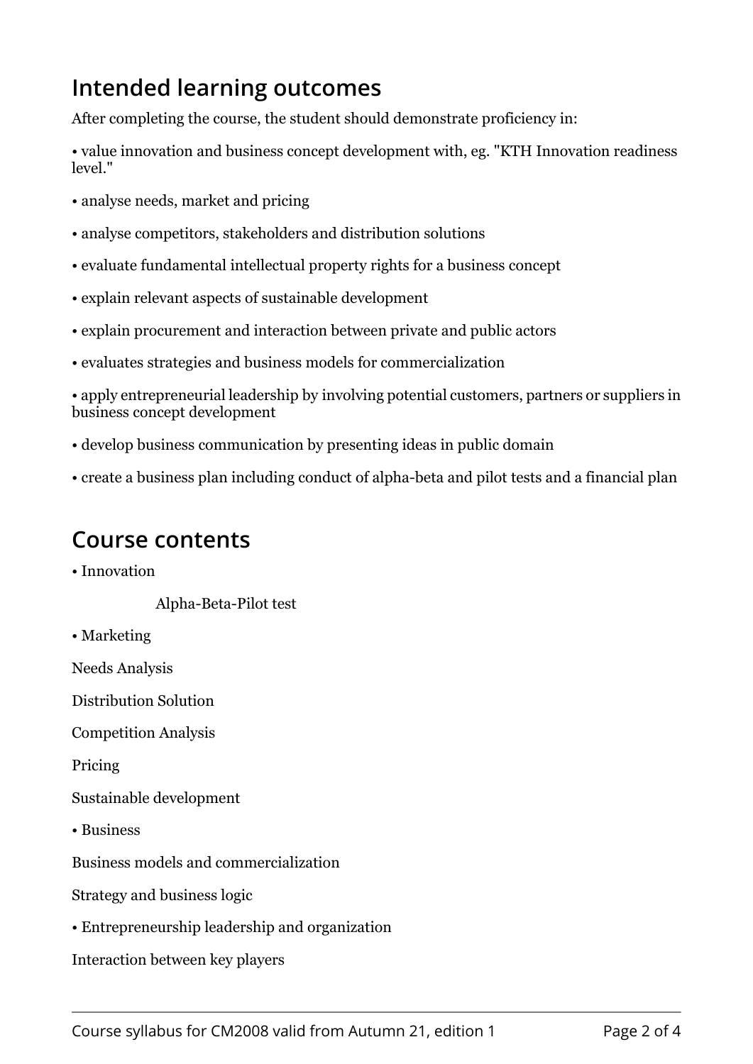## Intended learning outcomes

After completing the course, the student should demonstrate proficiency in:

• value innovation and business concept development with, eg. "KTH Innovation readiness level."

• analyse needs, market and pricing

• analyse competitors, stakeholders and distribution solutions

• evaluate fundamental intellectual property rights for a business concept

• explain relevant aspects of sustainable development

• explain procurement and interaction between private and public actors

• evaluates strategies and business models for commercialization

• apply entrepreneurial leadership by involving potential customers, partners or suppliers in business concept development

• develop business communication by presenting ideas in public domain

• create a business plan including conduct of alpha-beta and pilot tests and a financial plan

## Course contents

• Innovation

Alpha-Beta-Pilot test

• Marketing

Needs Analysis

Distribution Solution

Competition Analysis

Pricing

Sustainable development

• Business

Business models and commercialization

Strategy and business logic

• Entrepreneurship leadership and organization

Interaction between key players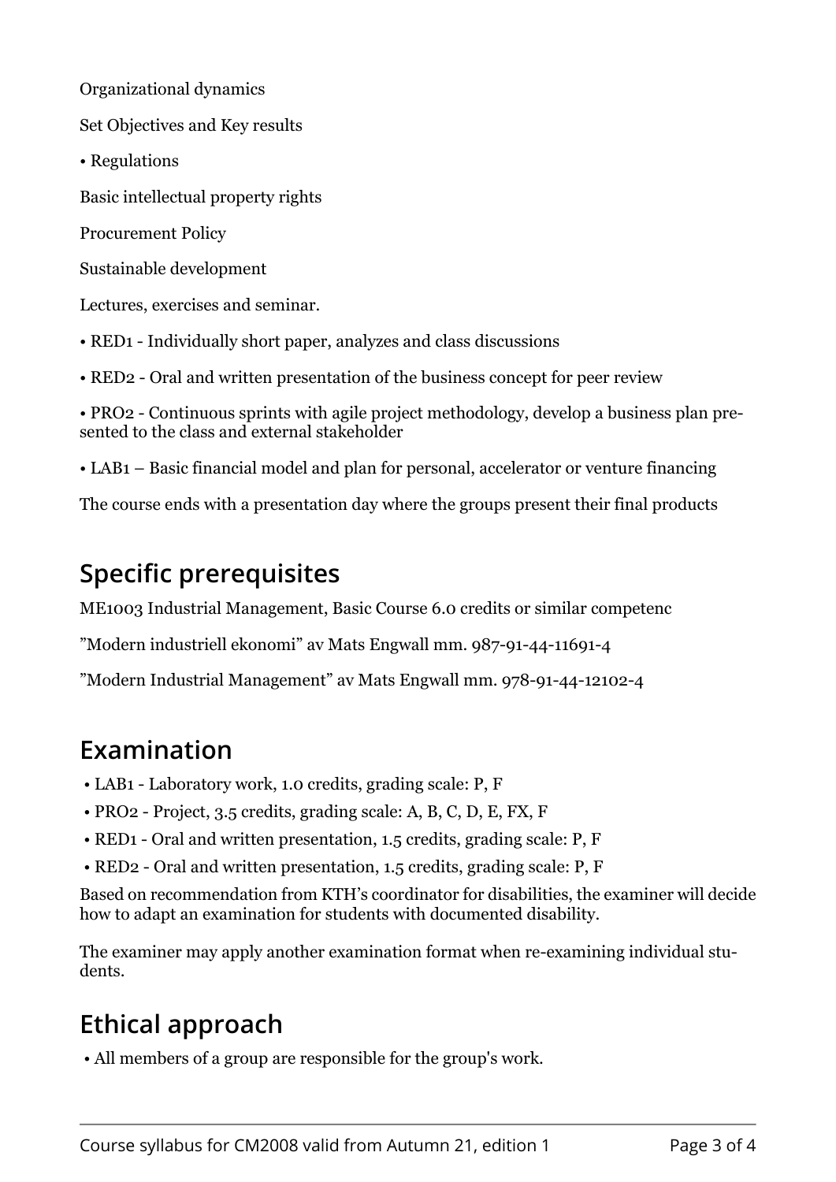Organizational dynamics

Set Objectives and Key results

• Regulations

Basic intellectual property rights

Procurement Policy

Sustainable development

Lectures, exercises and seminar.

• RED1 - Individually short paper, analyzes and class discussions

• RED2 - Oral and written presentation of the business concept for peer review

• PRO2 - Continuous sprints with agile project methodology, develop a business plan presented to the class and external stakeholder

• LAB1 – Basic financial model and plan for personal, accelerator or venture financing

The course ends with a presentation day where the groups present their final products

## Specific prerequisites

ME1003 Industrial Management, Basic Course 6.0 credits or similar competenc

”Modern industriell ekonomi” av Mats Engwall mm. 987-91-44-11691-4

”Modern Industrial Management” av Mats Engwall mm. 978-91-44-12102-4

## Examination

- LAB1 - Laboratory work, 1.0 credits, grading scale: P, F
- PRO2 - Project, 3.5 credits, grading scale: A, B, C, D, E, FX, F
- RED1 - Oral and written presentation, 1.5 credits, grading scale: P, F
- RED2 - Oral and written presentation, 1.5 credits, grading scale: P, F

Based on recommendation from KTH’s coordinator for disabilities, the examiner will decide how to adapt an examination for students with documented disability.

The examiner may apply another examination format when re-examining individual students.

## Ethical approach

- All members of a group are responsible for the group's work.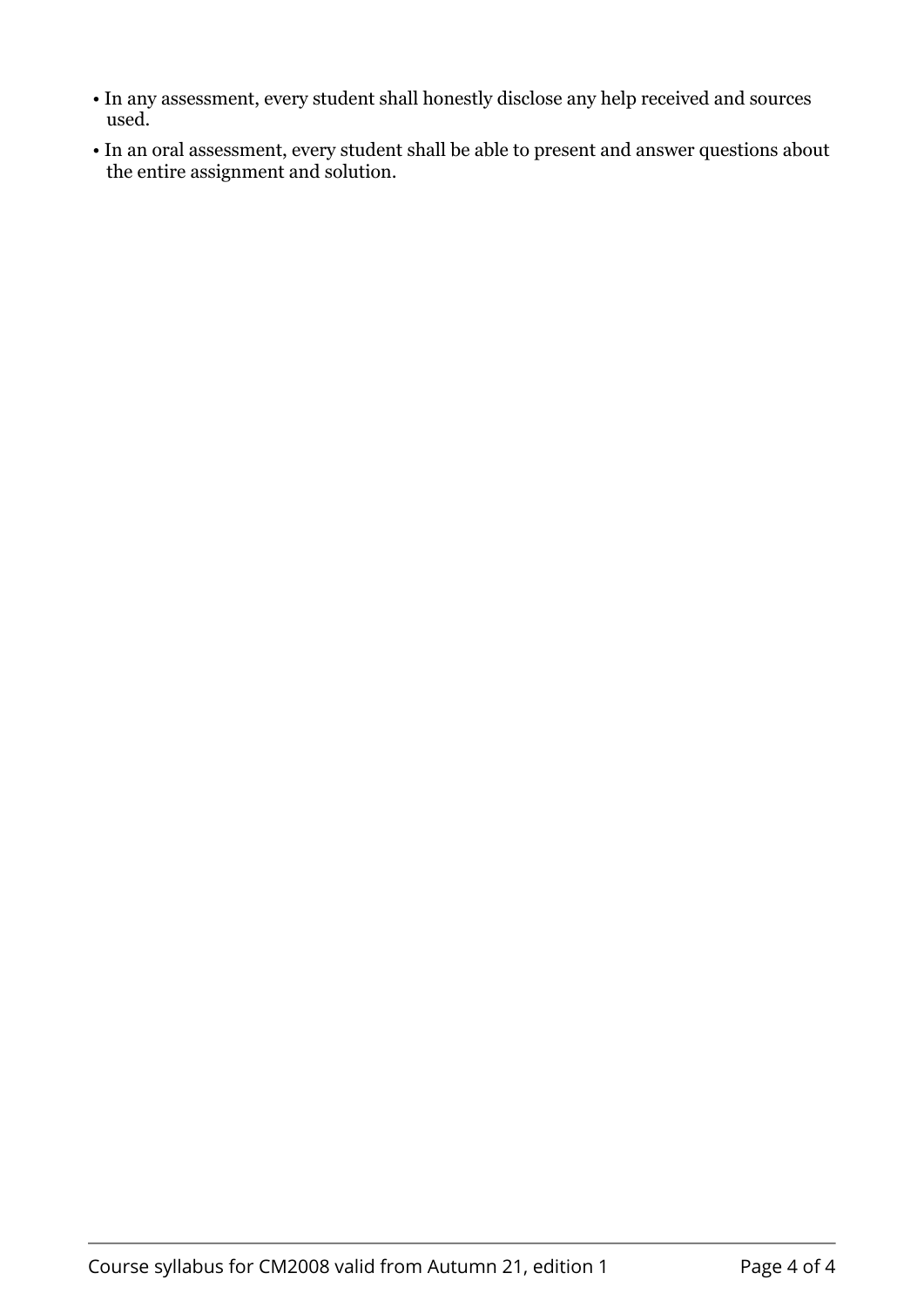- In any assessment, every student shall honestly disclose any help received and sources used.
- In an oral assessment, every student shall be able to present and answer questions about the entire assignment and solution.